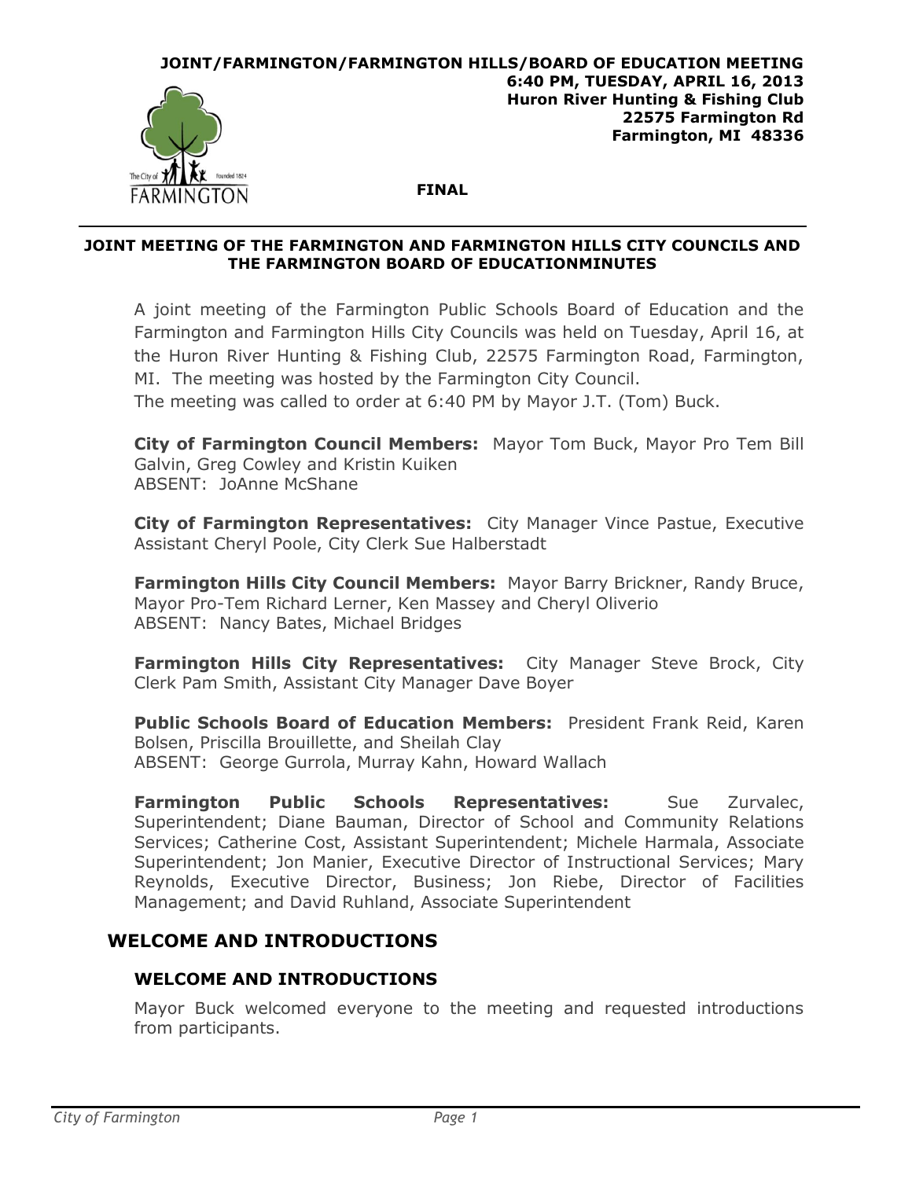**JOINT/FARMINGTON/FARMINGTON HILLS/BOARD OF EDUCATION MEETING**
**6:40 PM, TUESDAY, APRIL 16, 2013**
**Huron River Hunting & Fishing Club**
**22575 Farmington Rd**
**Farmington, MI 48336**

**FINAL**

# JOINT MEETING OF THE FARMINGTON AND FARMINGTON HILLS CITY COUNCILS AND THE FARMINGTON BOARD OF EDUCATIONMINUTES

A joint meeting of the Farmington Public Schools Board of Education and the Farmington and Farmington Hills City Councils was held on Tuesday, April 16, at the Huron River Hunting & Fishing Club, 22575 Farmington Road, Farmington, MI. The meeting was hosted by the Farmington City Council.
The meeting was called to order at 6:40 PM by Mayor J.T. (Tom) Buck.

**City of Farmington Council Members:** Mayor Tom Buck, Mayor Pro Tem Bill Galvin, Greg Cowley and Kristin Kuiken
ABSENT: JoAnne McShane

**City of Farmington Representatives:** City Manager Vince Pastue, Executive Assistant Cheryl Poole, City Clerk Sue Halberstadt

**Farmington Hills City Council Members:** Mayor Barry Brickner, Randy Bruce, Mayor Pro-Tem Richard Lerner, Ken Massey and Cheryl Oliverio
ABSENT: Nancy Bates, Michael Bridges

**Farmington Hills City Representatives:** City Manager Steve Brock, City Clerk Pam Smith, Assistant City Manager Dave Boyer

**Public Schools Board of Education Members:** President Frank Reid, Karen Bolsen, Priscilla Brouillette, and Sheilah Clay
ABSENT: George Gurrola, Murray Kahn, Howard Wallach

**Farmington Public Schools Representatives:** Sue Zurvalec, Superintendent; Diane Bauman, Director of School and Community Relations Services; Catherine Cost, Assistant Superintendent; Michele Harmala, Associate Superintendent; Jon Manier, Executive Director of Instructional Services; Mary Reynolds, Executive Director, Business; Jon Riebe, Director of Facilities Management; and David Ruhland, Associate Superintendent

## WELCOME AND INTRODUCTIONS

### WELCOME AND INTRODUCTIONS

Mayor Buck welcomed everyone to the meeting and requested introductions from participants.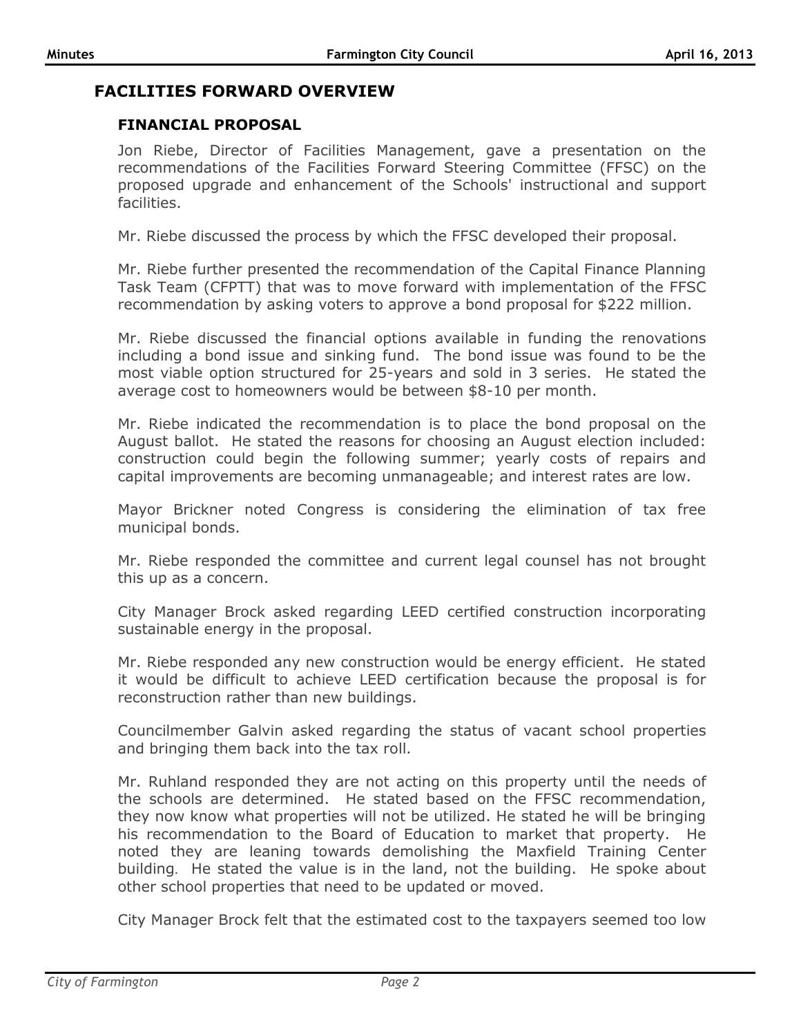## FACILITIES FORWARD OVERVIEW

### FINANCIAL PROPOSAL

Jon Riebe, Director of Facilities Management, gave a presentation on the recommendations of the Facilities Forward Steering Committee (FFSC) on the proposed upgrade and enhancement of the Schools' instructional and support facilities.

Mr. Riebe discussed the process by which the FFSC developed their proposal.

Mr. Riebe further presented the recommendation of the Capital Finance Planning Task Team (CFPTT) that was to move forward with implementation of the FFSC recommendation by asking voters to approve a bond proposal for $222 million.

Mr. Riebe discussed the financial options available in funding the renovations including a bond issue and sinking fund. The bond issue was found to be the most viable option structured for 25-years and sold in 3 series. He stated the average cost to homeowners would be between $8-10 per month.

Mr. Riebe indicated the recommendation is to place the bond proposal on the August ballot. He stated the reasons for choosing an August election included: construction could begin the following summer; yearly costs of repairs and capital improvements are becoming unmanageable; and interest rates are low.

Mayor Brickner noted Congress is considering the elimination of tax free municipal bonds.

Mr. Riebe responded the committee and current legal counsel has not brought this up as a concern.

City Manager Brock asked regarding LEED certified construction incorporating sustainable energy in the proposal.

Mr. Riebe responded any new construction would be energy efficient. He stated it would be difficult to achieve LEED certification because the proposal is for reconstruction rather than new buildings.

Councilmember Galvin asked regarding the status of vacant school properties and bringing them back into the tax roll.

Mr. Ruhland responded they are not acting on this property until the needs of the schools are determined. He stated based on the FFSC recommendation, they now know what properties will not be utilized. He stated he will be bringing his recommendation to the Board of Education to market that property. He noted they are leaning towards demolishing the Maxfield Training Center building. He stated the value is in the land, not the building. He spoke about other school properties that need to be updated or moved.

City Manager Brock felt that the estimated cost to the taxpayers seemed too low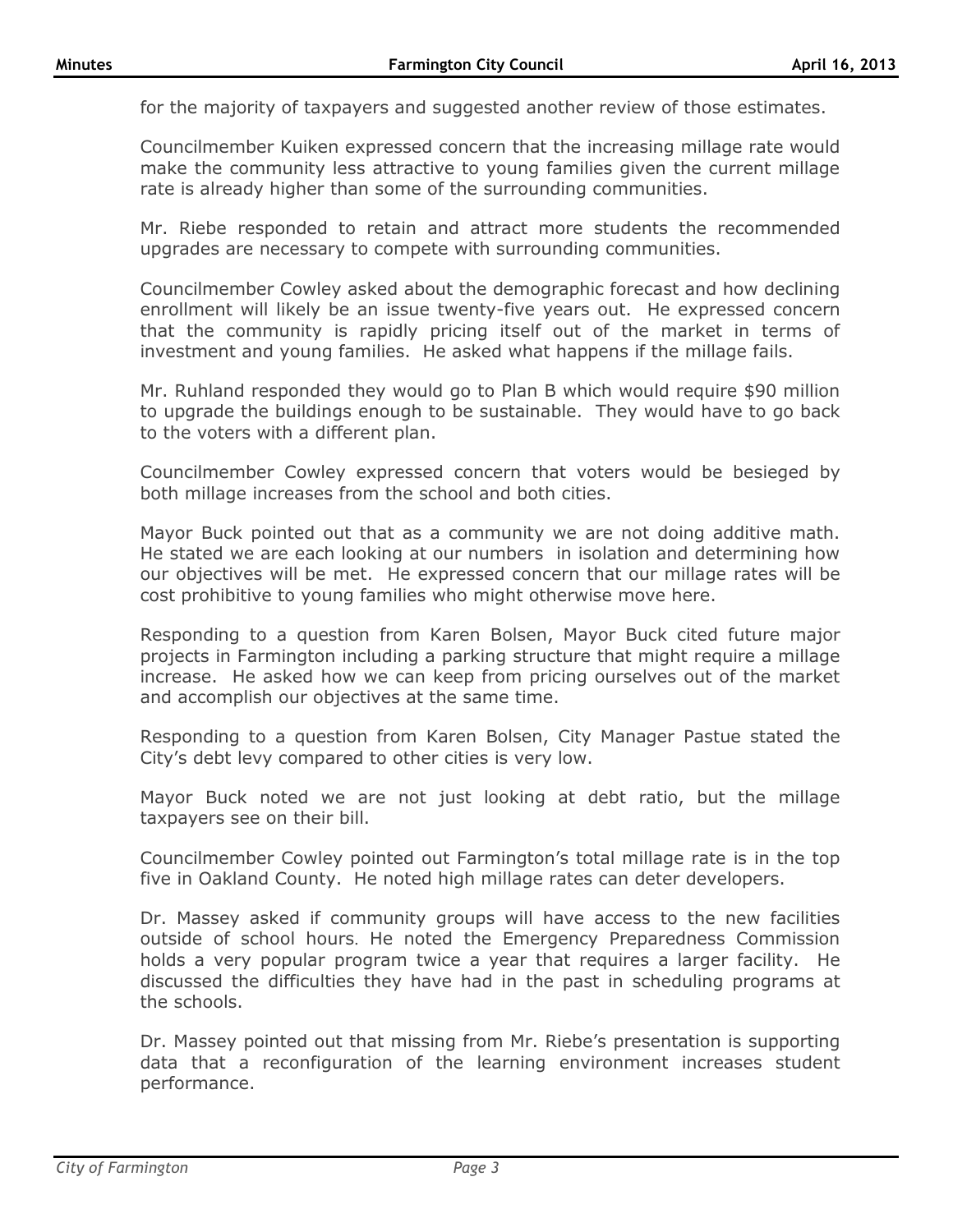for the majority of taxpayers and suggested another review of those estimates.

Councilmember Kuiken expressed concern that the increasing millage rate would make the community less attractive to young families given the current millage rate is already higher than some of the surrounding communities.

Mr. Riebe responded to retain and attract more students the recommended upgrades are necessary to compete with surrounding communities.

Councilmember Cowley asked about the demographic forecast and how declining enrollment will likely be an issue twenty-five years out. He expressed concern that the community is rapidly pricing itself out of the market in terms of investment and young families. He asked what happens if the millage fails.

Mr. Ruhland responded they would go to Plan B which would require $90 million to upgrade the buildings enough to be sustainable. They would have to go back to the voters with a different plan.

Councilmember Cowley expressed concern that voters would be besieged by both millage increases from the school and both cities.

Mayor Buck pointed out that as a community we are not doing additive math. He stated we are each looking at our numbers in isolation and determining how our objectives will be met. He expressed concern that our millage rates will be cost prohibitive to young families who might otherwise move here.

Responding to a question from Karen Bolsen, Mayor Buck cited future major projects in Farmington including a parking structure that might require a millage increase. He asked how we can keep from pricing ourselves out of the market and accomplish our objectives at the same time.

Responding to a question from Karen Bolsen, City Manager Pastue stated the City's debt levy compared to other cities is very low.

Mayor Buck noted we are not just looking at debt ratio, but the millage taxpayers see on their bill.

Councilmember Cowley pointed out Farmington's total millage rate is in the top five in Oakland County. He noted high millage rates can deter developers.

Dr. Massey asked if community groups will have access to the new facilities outside of school hours. He noted the Emergency Preparedness Commission holds a very popular program twice a year that requires a larger facility. He discussed the difficulties they have had in the past in scheduling programs at the schools.

Dr. Massey pointed out that missing from Mr. Riebe's presentation is supporting data that a reconfiguration of the learning environment increases student performance.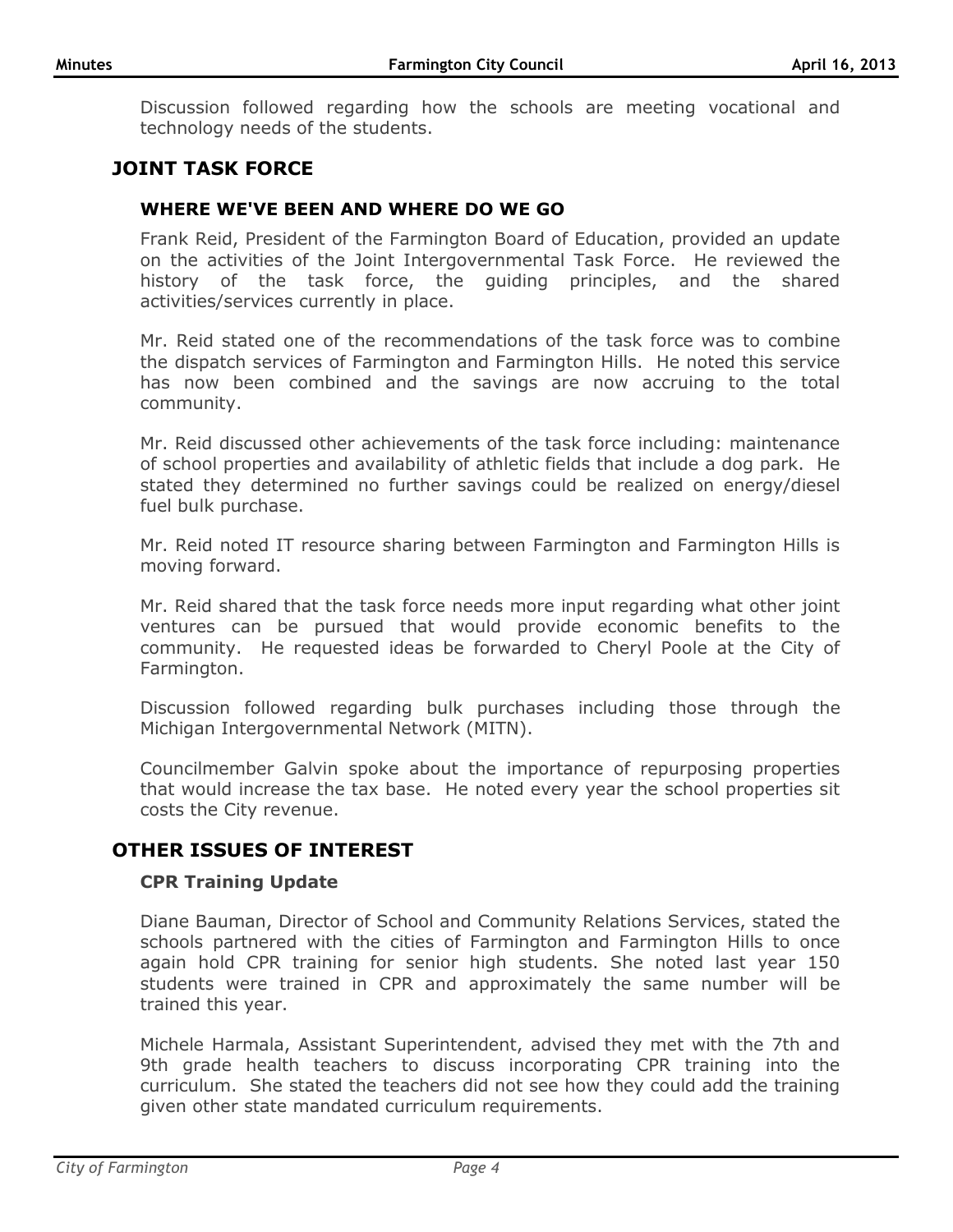Discussion followed regarding how the schools are meeting vocational and technology needs of the students.

## JOINT TASK FORCE

### WHERE WE'VE BEEN AND WHERE DO WE GO

Frank Reid, President of the Farmington Board of Education, provided an update on the activities of the Joint Intergovernmental Task Force. He reviewed the history of the task force, the guiding principles, and the shared activities/services currently in place.

Mr. Reid stated one of the recommendations of the task force was to combine the dispatch services of Farmington and Farmington Hills. He noted this service has now been combined and the savings are now accruing to the total community.

Mr. Reid discussed other achievements of the task force including: maintenance of school properties and availability of athletic fields that include a dog park. He stated they determined no further savings could be realized on energy/diesel fuel bulk purchase.

Mr. Reid noted IT resource sharing between Farmington and Farmington Hills is moving forward.

Mr. Reid shared that the task force needs more input regarding what other joint ventures can be pursued that would provide economic benefits to the community. He requested ideas be forwarded to Cheryl Poole at the City of Farmington.

Discussion followed regarding bulk purchases including those through the Michigan Intergovernmental Network (MITN).

Councilmember Galvin spoke about the importance of repurposing properties that would increase the tax base. He noted every year the school properties sit costs the City revenue.

## OTHER ISSUES OF INTEREST

### CPR Training Update

Diane Bauman, Director of School and Community Relations Services, stated the schools partnered with the cities of Farmington and Farmington Hills to once again hold CPR training for senior high students. She noted last year 150 students were trained in CPR and approximately the same number will be trained this year.

Michele Harmala, Assistant Superintendent, advised they met with the 7th and 9th grade health teachers to discuss incorporating CPR training into the curriculum. She stated the teachers did not see how they could add the training given other state mandated curriculum requirements.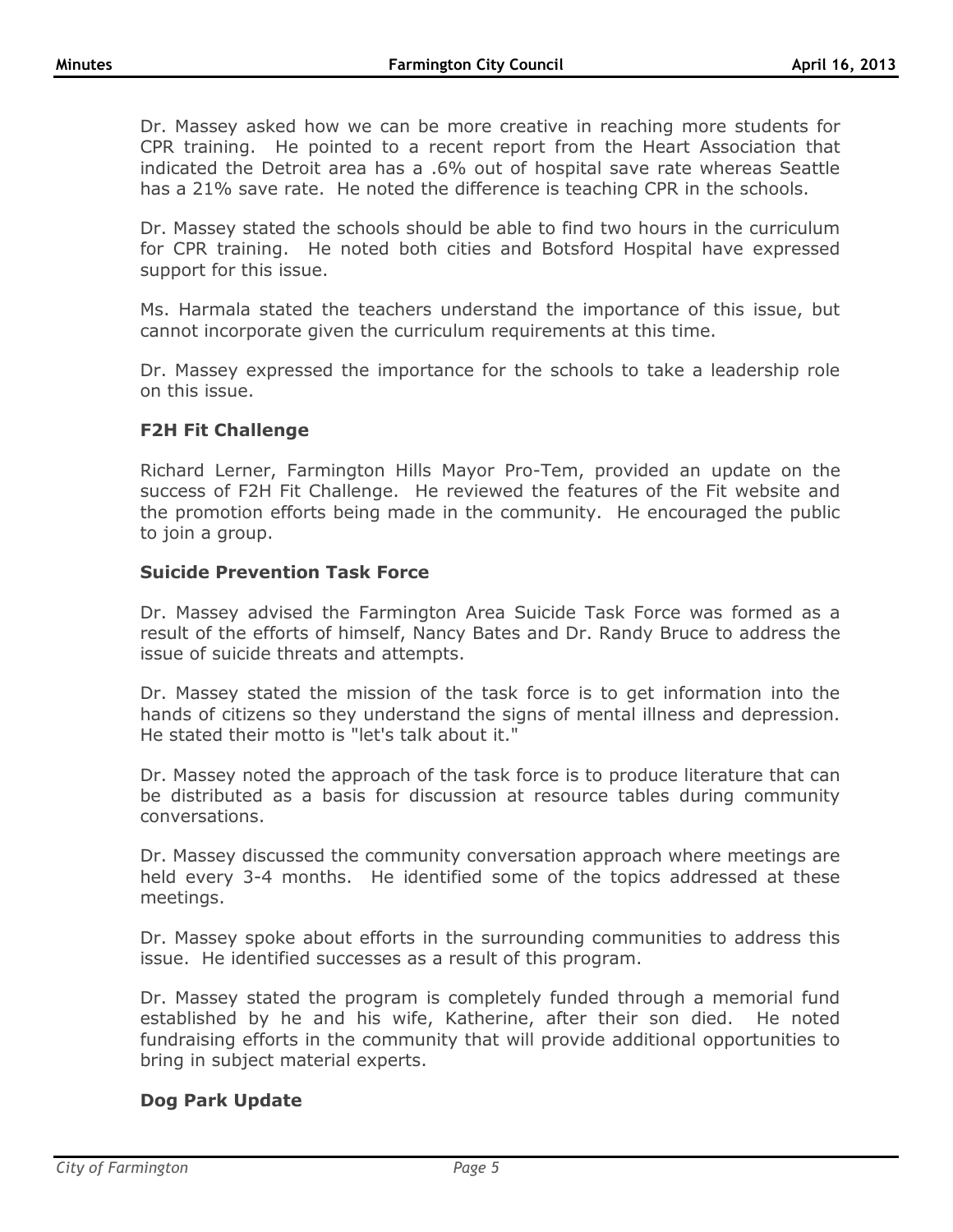Dr. Massey asked how we can be more creative in reaching more students for CPR training. He pointed to a recent report from the Heart Association that indicated the Detroit area has a .6% out of hospital save rate whereas Seattle has a 21% save rate. He noted the difference is teaching CPR in the schools.

Dr. Massey stated the schools should be able to find two hours in the curriculum for CPR training. He noted both cities and Botsford Hospital have expressed support for this issue.

Ms. Harmala stated the teachers understand the importance of this issue, but cannot incorporate given the curriculum requirements at this time.

Dr. Massey expressed the importance for the schools to take a leadership role on this issue.

### F2H Fit Challenge

Richard Lerner, Farmington Hills Mayor Pro-Tem, provided an update on the success of F2H Fit Challenge. He reviewed the features of the Fit website and the promotion efforts being made in the community. He encouraged the public to join a group.

### Suicide Prevention Task Force

Dr. Massey advised the Farmington Area Suicide Task Force was formed as a result of the efforts of himself, Nancy Bates and Dr. Randy Bruce to address the issue of suicide threats and attempts.

Dr. Massey stated the mission of the task force is to get information into the hands of citizens so they understand the signs of mental illness and depression. He stated their motto is "let's talk about it."

Dr. Massey noted the approach of the task force is to produce literature that can be distributed as a basis for discussion at resource tables during community conversations.

Dr. Massey discussed the community conversation approach where meetings are held every 3-4 months. He identified some of the topics addressed at these meetings.

Dr. Massey spoke about efforts in the surrounding communities to address this issue. He identified successes as a result of this program.

Dr. Massey stated the program is completely funded through a memorial fund established by he and his wife, Katherine, after their son died. He noted fundraising efforts in the community that will provide additional opportunities to bring in subject material experts.

### Dog Park Update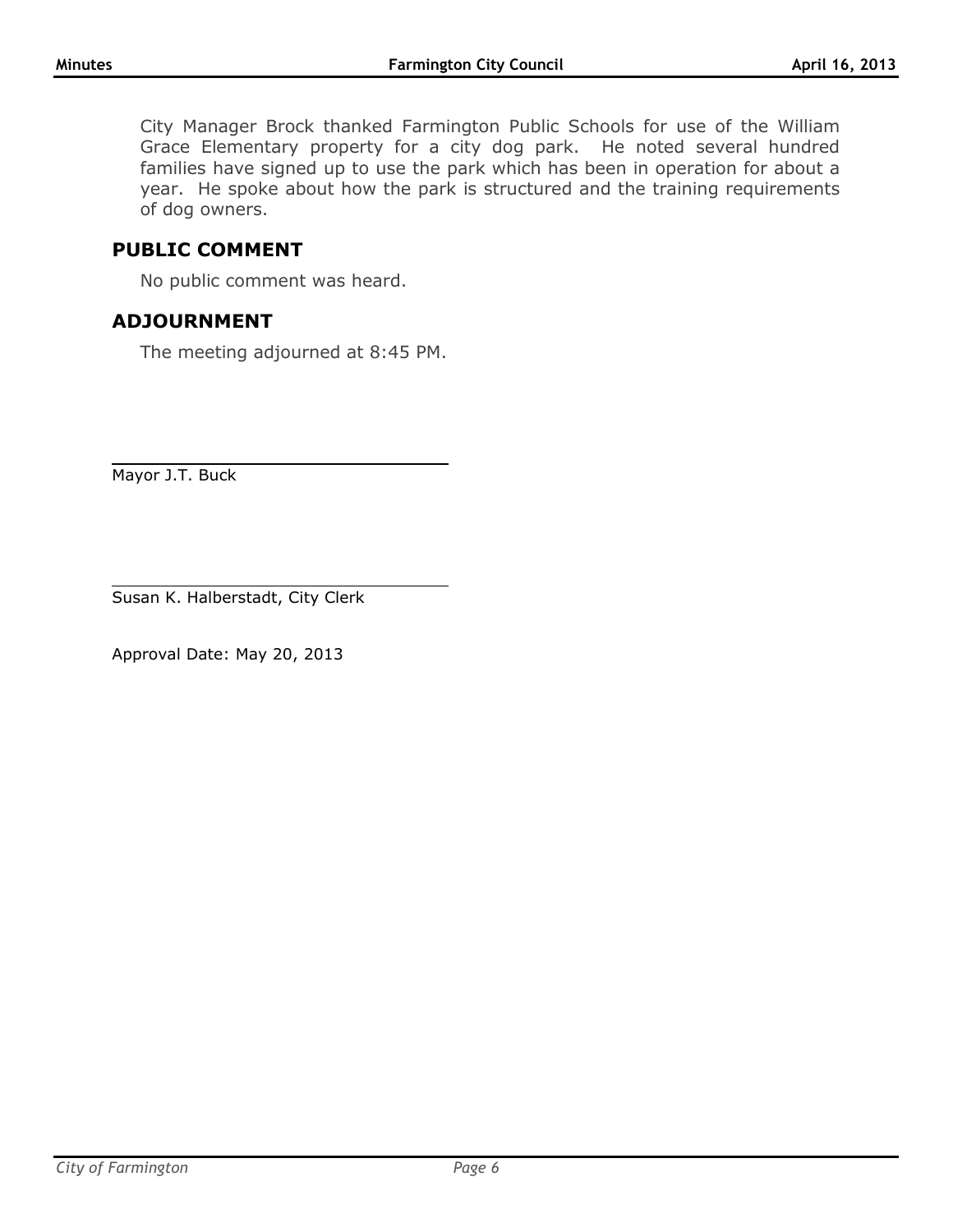City Manager Brock thanked Farmington Public Schools for use of the William Grace Elementary property for a city dog park. He noted several hundred families have signed up to use the park which has been in operation for about a year. He spoke about how the park is structured and the training requirements of dog owners.

## PUBLIC COMMENT

No public comment was heard.

## ADJOURNMENT

The meeting adjourned at 8:45 PM.

\_\_\_\_\_\_\_\_\_\_\_\_\_\_\_\_\_\_\_\_\_\_\_\_\_\_\_\_\_\_\_\_
Mayor J.T. Buck

\_\_\_\_\_\_\_\_\_\_\_\_\_\_\_\_\_\_\_\_\_\_\_\_\_\_\_\_\_\_\_\_
Susan K. Halberstadt, City Clerk

Approval Date: May 20, 2013